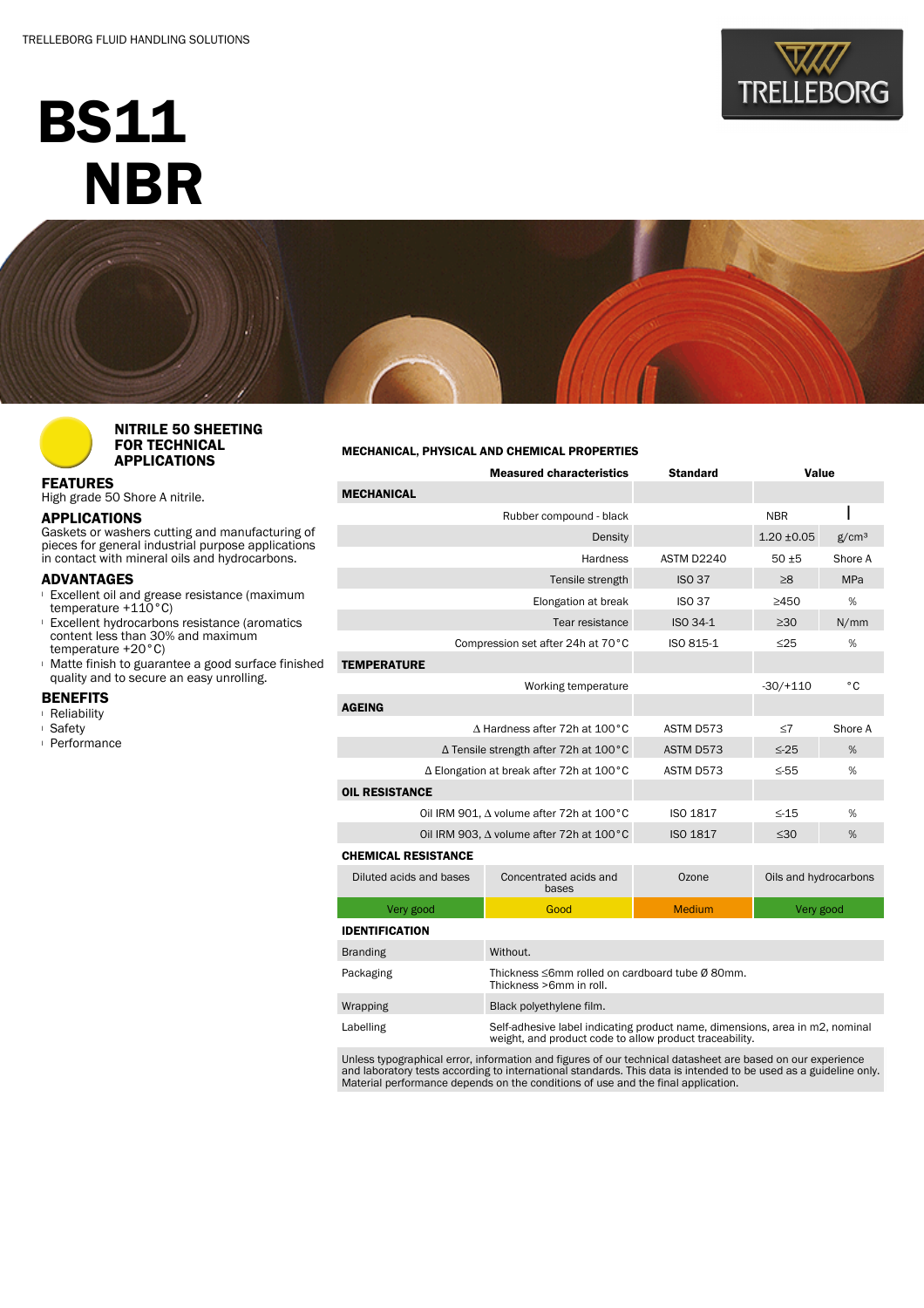TRELLEBORG FLUID HANDLING SOLUTIONS

# BS11
# NBR

## NITRILE 50 SHEETING FOR TECHNICAL APPLICATIONS

### FEATURES
High grade 50 Shore A nitrile.

### APPLICATIONS
Gaskets or washers cutting and manufacturing of pieces for general industrial purpose applications in contact with mineral oils and hydrocarbons.

### ADVANTAGES
- Excellent oil and grease resistance (maximum temperature +110°C)
- Excellent hydrocarbons resistance (aromatics content less than 30% and maximum temperature +20°C)
- Matte finish to guarantee a good surface finished quality and to secure an easy unrolling.

### BENEFITS
- Reliability
- Safety
- Performance

### MECHANICAL, PHYSICAL AND CHEMICAL PROPERTIES

| Measured characteristics | Standard | Value | |
|---|---|---|---|
| **MECHANICAL** | | | |
| Rubber compound - black | | NBR | |
| Density | | 1.20 ±0.05 | g/cm³ |
| Hardness | ASTM D2240 | 50 ±5 | Shore A |
| Tensile strength | ISO 37 | ≥8 | MPa |
| Elongation at break | ISO 37 | ≥450 | % |
| Tear resistance | ISO 34-1 | ≥30 | N/mm |
| Compression set after 24h at 70°C | ISO 815-1 | ≤25 | % |
| **TEMPERATURE** | | | |
| Working temperature | | -30/+110 | °C |
| **AGEING** | | | |
| Δ Hardness after 72h at 100°C | ASTM D573 | ≤7 | Shore A |
| Δ Tensile strength after 72h at 100°C | ASTM D573 | ≤-25 | % |
| Δ Elongation at break after 72h at 100°C | ASTM D573 | ≤-55 | % |
| **OIL RESISTANCE** | | | |
| Oil IRM 901, Δ volume after 72h at 100°C | ISO 1817 | ≤-15 | % |
| Oil IRM 903, Δ volume after 72h at 100°C | ISO 1817 | ≤30 | % |

**CHEMICAL RESISTANCE**

| Diluted acids and bases | Concentrated acids and bases | Ozone | Oils and hydrocarbons |
|---|---|---|---|
| Very good | Good | Medium | Very good |

**IDENTIFICATION**

| | |
|---|---|
| Branding | Without. |
| Packaging | Thickness ≤6mm rolled on cardboard tube Ø 80mm. Thickness >6mm in roll. |
| Wrapping | Black polyethylene film. |
| Labelling | Self-adhesive label indicating product name, dimensions, area in m2, nominal weight, and product code to allow product traceability. |

Unless typographical error, information and figures of our technical datasheet are based on our experience and laboratory tests according to international standards. This data is intended to be used as a guideline only. Material performance depends on the conditions of use and the final application.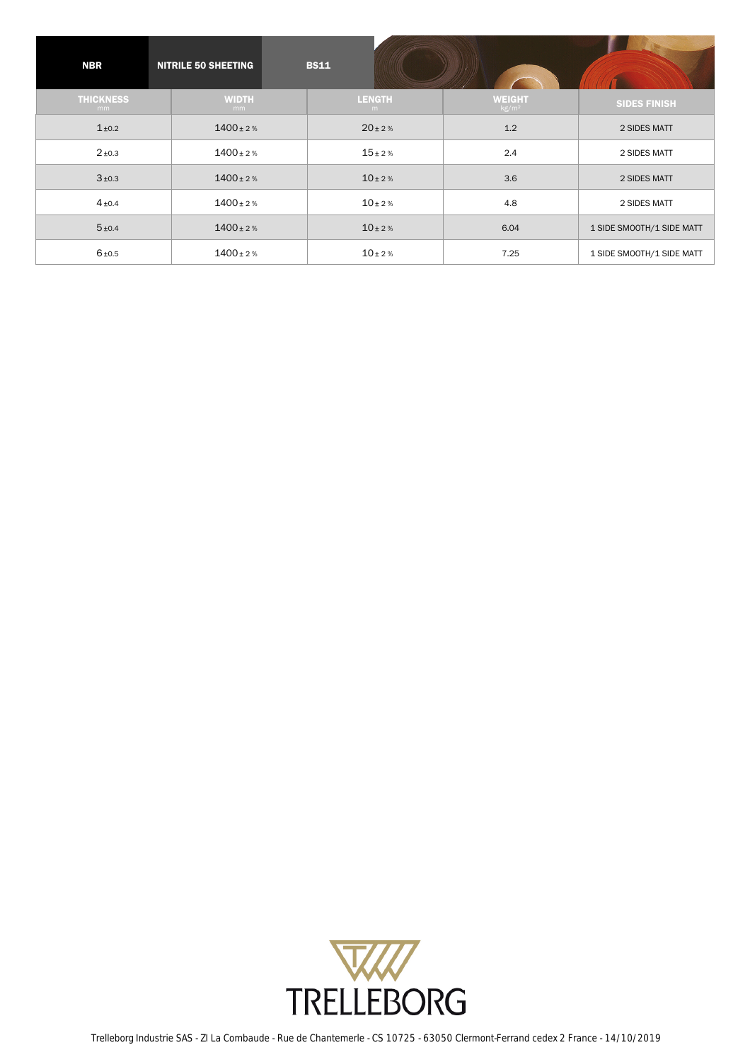| NBR | NITRILE 50 SHEETING | BS11 | | |
|---|---|---|---|---|
| **THICKNESS** mm | **WIDTH** mm | **LENGTH** m | **WEIGHT** kg/m² | **SIDES FINISH** |
| 1 ±0.2 | 1400 ± 2 % | 20 ± 2 % | 1.2 | 2 SIDES MATT |
| 2 ±0.3 | 1400 ± 2 % | 15 ± 2 % | 2.4 | 2 SIDES MATT |
| 3 ±0.3 | 1400 ± 2 % | 10 ± 2 % | 3.6 | 2 SIDES MATT |
| 4 ±0.4 | 1400 ± 2 % | 10 ± 2 % | 4.8 | 2 SIDES MATT |
| 5 ±0.4 | 1400 ± 2 % | 10 ± 2 % | 6.04 | 1 SIDE SMOOTH/1 SIDE MATT |
| 6 ±0.5 | 1400 ± 2 % | 10 ± 2 % | 7.25 | 1 SIDE SMOOTH/1 SIDE MATT |

TRELLEBORG

Trelleborg Industrie SAS - ZI La Combaude - Rue de Chantemerle - CS 10725 - 63050 Clermont-Ferrand cedex 2 France - 14/10/2019